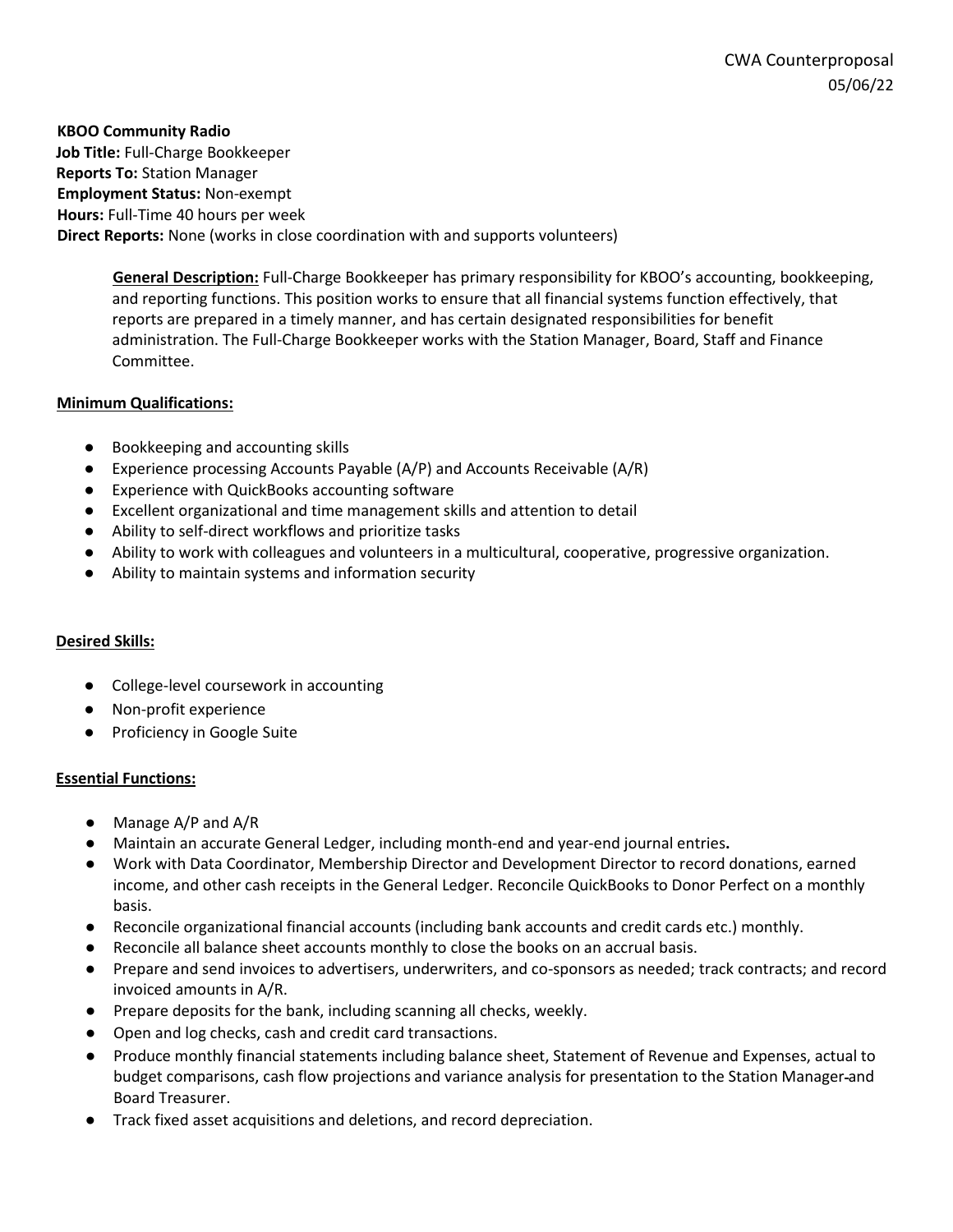CWA Counterproposal
05/06/22

**KBOO Community Radio**
**Job Title:** Full-Charge Bookkeeper
**Reports To:** Station Manager
**Employment Status:** Non-exempt
**Hours:** Full-Time 40 hours per week
**Direct Reports:** None (works in close coordination with and supports volunteers)

**General Description:** Full-Charge Bookkeeper has primary responsibility for KBOO's accounting, bookkeeping, and reporting functions. This position works to ensure that all financial systems function effectively, that reports are prepared in a timely manner, and has certain designated responsibilities for benefit administration. The Full-Charge Bookkeeper works with the Station Manager, Board, Staff and Finance Committee.

**Minimum Qualifications:**

- Bookkeeping and accounting skills
- Experience processing Accounts Payable (A/P) and Accounts Receivable (A/R)
- Experience with QuickBooks accounting software
- Excellent organizational and time management skills and attention to detail
- Ability to self-direct workflows and prioritize tasks
- Ability to work with colleagues and volunteers in a multicultural, cooperative, progressive organization.
- Ability to maintain systems and information security

**Desired Skills:**

- College-level coursework in accounting
- Non-profit experience
- Proficiency in Google Suite

**Essential Functions:**

- Manage A/P and A/R
- Maintain an accurate General Ledger, including month-end and year-end journal entries**.**
- Work with Data Coordinator, Membership Director and Development Director to record donations, earned income, and other cash receipts in the General Ledger. Reconcile QuickBooks to Donor Perfect on a monthly basis.
- Reconcile organizational financial accounts (including bank accounts and credit cards etc.) monthly.
- Reconcile all balance sheet accounts monthly to close the books on an accrual basis.
- Prepare and send invoices to advertisers, underwriters, and co-sponsors as needed; track contracts; and record invoiced amounts in A/R.
- Prepare deposits for the bank, including scanning all checks, weekly.
- Open and log checks, cash and credit card transactions.
- Produce monthly financial statements including balance sheet, Statement of Revenue and Expenses, actual to budget comparisons, cash flow projections and variance analysis for presentation to the Station Manager and Board Treasurer.
- Track fixed asset acquisitions and deletions, and record depreciation.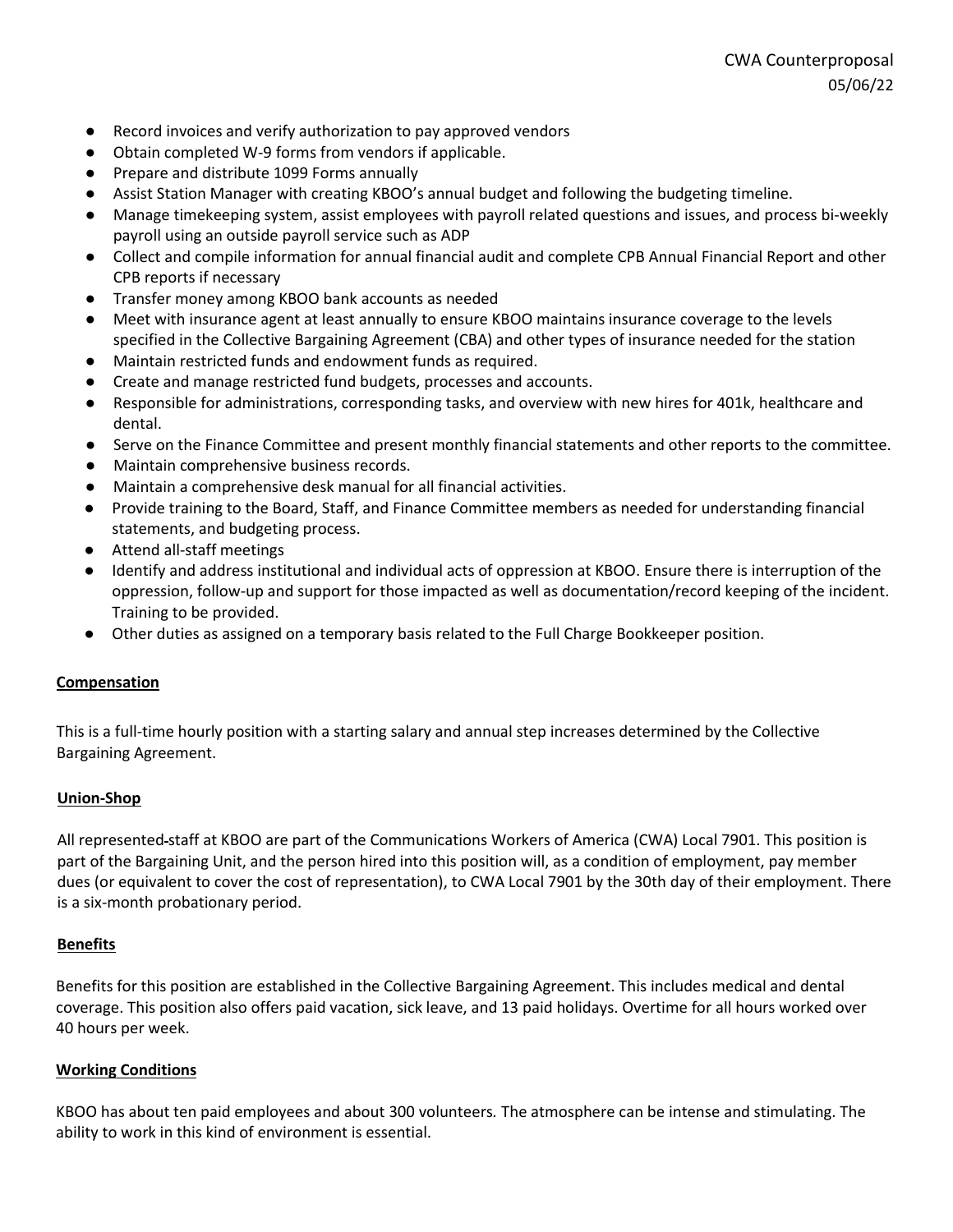- Record invoices and verify authorization to pay approved vendors
- Obtain completed W-9 forms from vendors if applicable.
- Prepare and distribute 1099 Forms annually
- Assist Station Manager with creating KBOO's annual budget and following the budgeting timeline.
- Manage timekeeping system, assist employees with payroll related questions and issues, and process bi-weekly payroll using an outside payroll service such as ADP
- Collect and compile information for annual financial audit and complete CPB Annual Financial Report and other CPB reports if necessary
- Transfer money among KBOO bank accounts as needed
- Meet with insurance agent at least annually to ensure KBOO maintains insurance coverage to the levels specified in the Collective Bargaining Agreement (CBA) and other types of insurance needed for the station
- Maintain restricted funds and endowment funds as required.
- Create and manage restricted fund budgets, processes and accounts.
- Responsible for administrations, corresponding tasks, and overview with new hires for 401k, healthcare and dental.
- Serve on the Finance Committee and present monthly financial statements and other reports to the committee.
- Maintain comprehensive business records.
- Maintain a comprehensive desk manual for all financial activities.
- Provide training to the Board, Staff, and Finance Committee members as needed for understanding financial statements, and budgeting process.
- Attend all-staff meetings
- Identify and address institutional and individual acts of oppression at KBOO. Ensure there is interruption of the oppression, follow-up and support for those impacted as well as documentation/record keeping of the incident. Training to be provided.
- Other duties as assigned on a temporary basis related to the Full Charge Bookkeeper position.

## Compensation

This is a full-time hourly position with a starting salary and annual step increases determined by the Collective Bargaining Agreement.

## Union-Shop

All represented staff at KBOO are part of the Communications Workers of America (CWA) Local 7901. This position is part of the Bargaining Unit, and the person hired into this position will, as a condition of employment, pay member dues (or equivalent to cover the cost of representation), to CWA Local 7901 by the 30th day of their employment. There is a six-month probationary period.

## Benefits

Benefits for this position are established in the Collective Bargaining Agreement. This includes medical and dental coverage. This position also offers paid vacation, sick leave, and 13 paid holidays. Overtime for all hours worked over 40 hours per week.

## Working Conditions

KBOO has about ten paid employees and about 300 volunteers. The atmosphere can be intense and stimulating. The ability to work in this kind of environment is essential.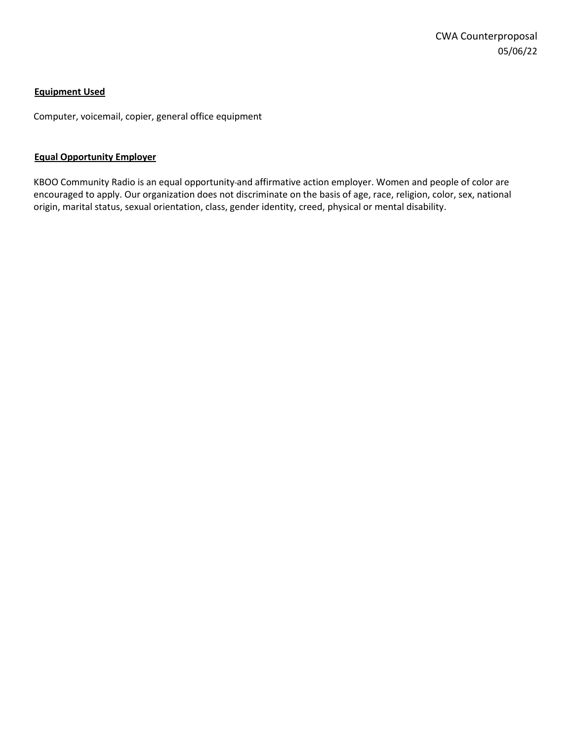CWA Counterproposal
05/06/22

**Equipment Used**

Computer, voicemail, copier, general office equipment

**Equal Opportunity Employer**

KBOO Community Radio is an equal opportunity and affirmative action employer. Women and people of color are encouraged to apply. Our organization does not discriminate on the basis of age, race, religion, color, sex, national origin, marital status, sexual orientation, class, gender identity, creed, physical or mental disability.